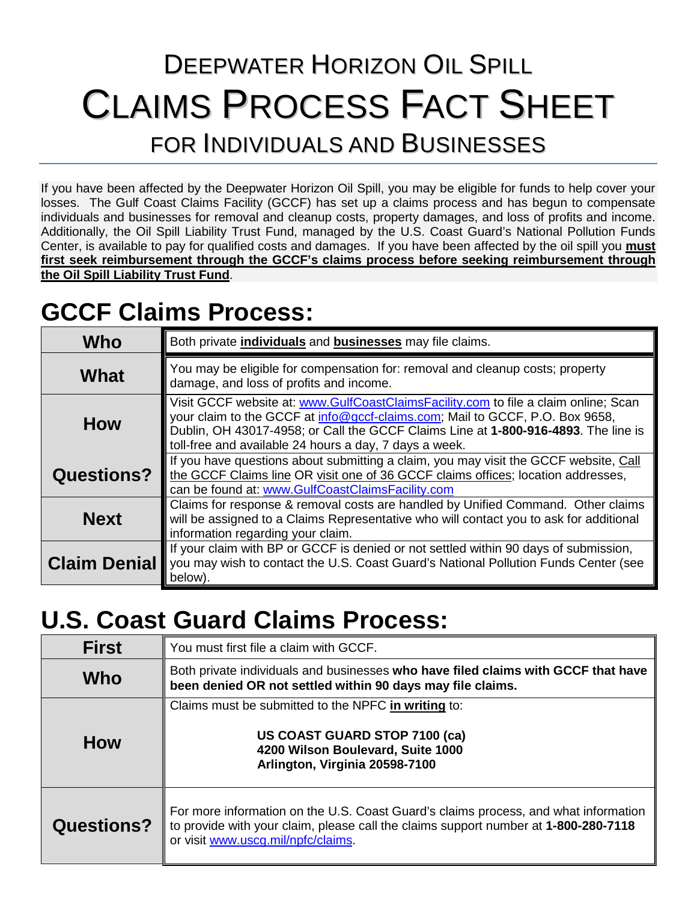# DEEPWATER HORIZON OIL SPILL

# CLAIMS PROCESS FACT SHEET

## FOR INDIVIDUALS AND BUSINESSES

If you have been affected by the Deepwater Horizon Oil Spill, you may be eligible for funds to help cover your losses. The Gulf Coast Claims Facility (GCCF) has set up a claims process and has begun to compensate individuals and businesses for removal and cleanup costs, property damages, and loss of profits and income. Additionally, the Oil Spill Liability Trust Fund, managed by the U.S. Coast Guard's National Pollution Funds Center, is available to pay for qualified costs and damages. If you have been affected by the oil spill you **must first seek reimbursement through the GCCF's claims process before seeking reimbursement through the Oil Spill Liability Trust Fund**.

## GCCF Claims Process:

| | |
|---|---|
| **Who** | Both private **individuals** and **businesses** may file claims. |
| **What** | You may be eligible for compensation for: removal and cleanup costs; property damage, and loss of profits and income. |
| **How** | Visit GCCF website at: www.GulfCoastClaimsFacility.com to file a claim online; Scan your claim to the GCCF at info@gccf-claims.com; Mail to GCCF, P.O. Box 9658, Dublin, OH 43017-4958; or Call the GCCF Claims Line at **1-800-916-4893**. The line is toll-free and available 24 hours a day, 7 days a week. |
| **Questions?** | If you have questions about submitting a claim, you may visit the GCCF website, Call the GCCF Claims line OR visit one of 36 GCCF claims offices; location addresses, can be found at: www.GulfCoastClaimsFacility.com |
| **Next** | Claims for response & removal costs are handled by Unified Command. Other claims will be assigned to a Claims Representative who will contact you to ask for additional information regarding your claim. |
| **Claim Denial** | If your claim with BP or GCCF is denied or not settled within 90 days of submission, you may wish to contact the U.S. Coast Guard's National Pollution Funds Center (see below). |

## U.S. Coast Guard Claims Process:

| | |
|---|---|
| **First** | You must first file a claim with GCCF. |
| **Who** | Both private individuals and businesses **who have filed claims with GCCF that have been denied OR not settled within 90 days may file claims.** |
| **How** | Claims must be submitted to the NPFC **in writing** to:<br><br>**US COAST GUARD STOP 7100 (ca)**<br>**4200 Wilson Boulevard, Suite 1000**<br>**Arlington, Virginia 20598-7100** |
| **Questions?** | For more information on the U.S. Coast Guard's claims process, and what information to provide with your claim, please call the claims support number at **1-800-280-7118** or visit www.uscg.mil/npfc/claims. |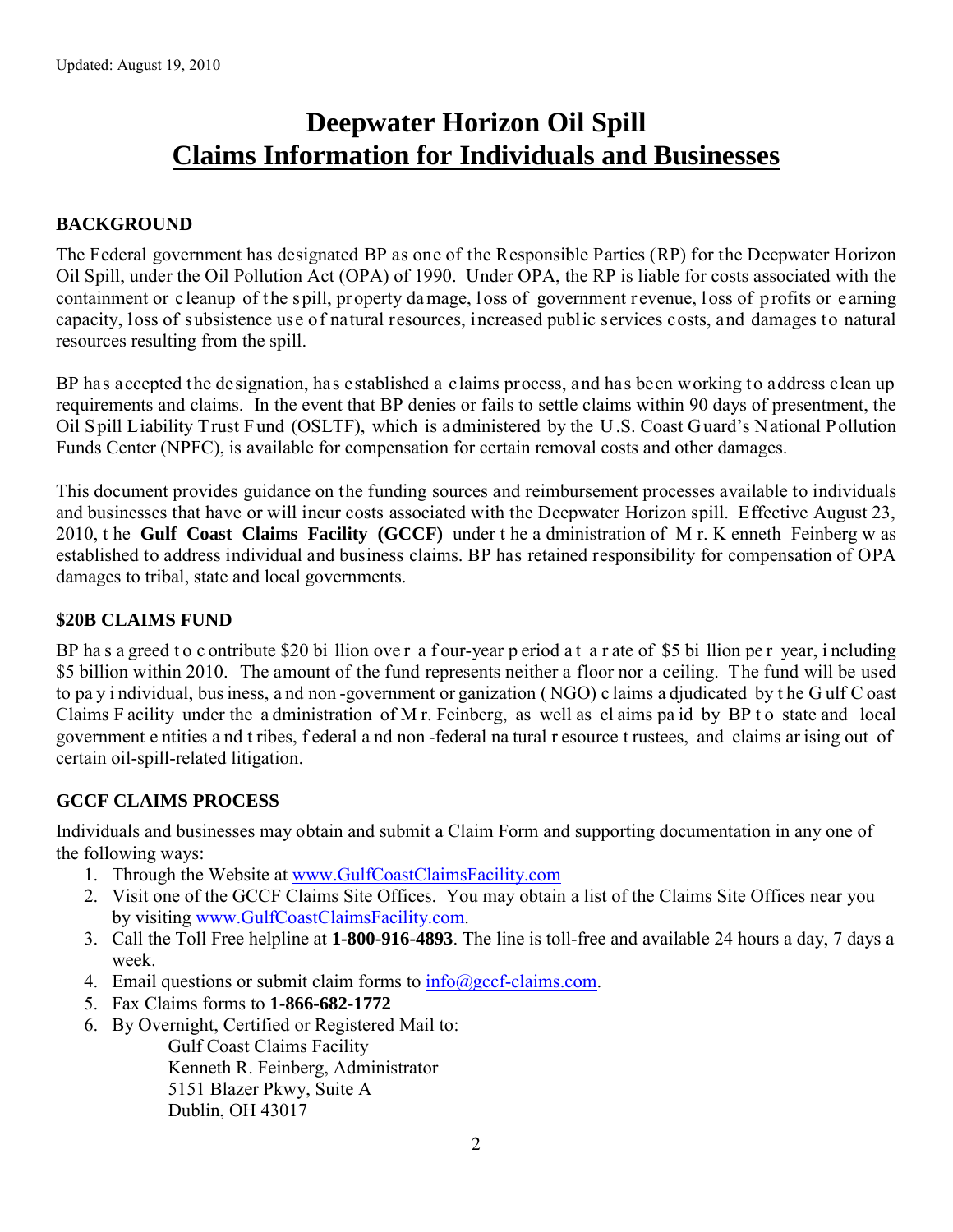Updated: August 19, 2010

# Deepwater Horizon Oil Spill
# Claims Information for Individuals and Businesses

## BACKGROUND

The Federal government has designated BP as one of the Responsible Parties (RP) for the Deepwater Horizon Oil Spill, under the Oil Pollution Act (OPA) of 1990. Under OPA, the RP is liable for costs associated with the containment or cleanup of the spill, property damage, loss of government revenue, loss of profits or earning capacity, loss of subsistence use of natural resources, increased public services costs, and damages to natural resources resulting from the spill.

BP has accepted the designation, has established a claims process, and has been working to address clean up requirements and claims. In the event that BP denies or fails to settle claims within 90 days of presentment, the Oil Spill Liability Trust Fund (OSLTF), which is administered by the U.S. Coast Guard's National Pollution Funds Center (NPFC), is available for compensation for certain removal costs and other damages.

This document provides guidance on the funding sources and reimbursement processes available to individuals and businesses that have or will incur costs associated with the Deepwater Horizon spill. Effective August 23, 2010, the **Gulf Coast Claims Facility (GCCF)** under the administration of Mr. Kenneth Feinberg was established to address individual and business claims. BP has retained responsibility for compensation of OPA damages to tribal, state and local governments.

## $20B CLAIMS FUND

BP has agreed to contribute $20 billion over a four-year period at a rate of $5 billion per year, including $5 billion within 2010. The amount of the fund represents neither a floor nor a ceiling. The fund will be used to pay individual, business, and non-government organization (NGO) claims adjudicated by the Gulf Coast Claims Facility under the administration of Mr. Feinberg, as well as claims paid by BP to state and local government entities and tribes, federal and non-federal natural resource trustees, and claims arising out of certain oil-spill-related litigation.

## GCCF CLAIMS PROCESS

Individuals and businesses may obtain and submit a Claim Form and supporting documentation in any one of the following ways:

1. Through the Website at www.GulfCoastClaimsFacility.com
2. Visit one of the GCCF Claims Site Offices. You may obtain a list of the Claims Site Offices near you by visiting www.GulfCoastClaimsFacility.com.
3. Call the Toll Free helpline at **1-800-916-4893**. The line is toll-free and available 24 hours a day, 7 days a week.
4. Email questions or submit claim forms to info@gccf-claims.com.
5. Fax Claims forms to **1-866-682-1772**
6. By Overnight, Certified or Registered Mail to:
   Gulf Coast Claims Facility
   Kenneth R. Feinberg, Administrator
   5151 Blazer Pkwy, Suite A
   Dublin, OH 43017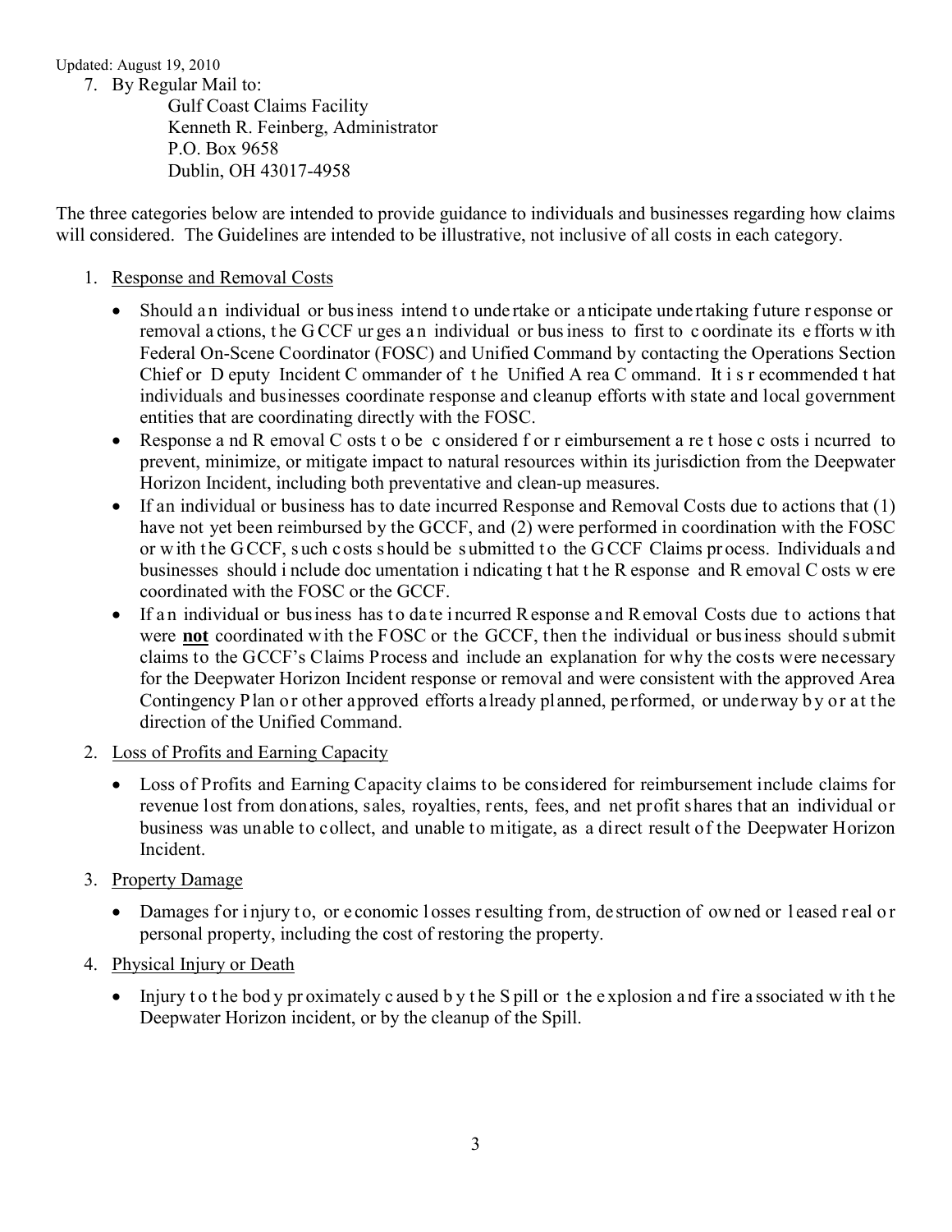Updated: August 19, 2010

7. By Regular Mail to:
   Gulf Coast Claims Facility
   Kenneth R. Feinberg, Administrator
   P.O. Box 9658
   Dublin, OH 43017-4958

The three categories below are intended to provide guidance to individuals and businesses regarding how claims will considered. The Guidelines are intended to be illustrative, not inclusive of all costs in each category.

1. Response and Removal Costs

   - Should an individual or business intend to undertake or anticipate undertaking future response or removal actions, the GCCF urges an individual or business to first to coordinate its efforts with Federal On-Scene Coordinator (FOSC) and Unified Command by contacting the Operations Section Chief or Deputy Incident Commander of the Unified Area Command. It is recommended that individuals and businesses coordinate response and cleanup efforts with state and local government entities that are coordinating directly with the FOSC.
   - Response and Removal Costs to be considered for reimbursement are those costs incurred to prevent, minimize, or mitigate impact to natural resources within its jurisdiction from the Deepwater Horizon Incident, including both preventative and clean-up measures.
   - If an individual or business has to date incurred Response and Removal Costs due to actions that (1) have not yet been reimbursed by the GCCF, and (2) were performed in coordination with the FOSC or with the GCCF, such costs should be submitted to the GCCF Claims process. Individuals and businesses should include documentation indicating that the Response and Removal Costs were coordinated with the FOSC or the GCCF.
   - If an individual or business has to date incurred Response and Removal Costs due to actions that were **not** coordinated with the FOSC or the GCCF, then the individual or business should submit claims to the GCCF's Claims Process and include an explanation for why the costs were necessary for the Deepwater Horizon Incident response or removal and were consistent with the approved Area Contingency Plan or other approved efforts already planned, performed, or underway by or at the direction of the Unified Command.

2. Loss of Profits and Earning Capacity

   - Loss of Profits and Earning Capacity claims to be considered for reimbursement include claims for revenue lost from donations, sales, royalties, rents, fees, and net profit shares that an individual or business was unable to collect, and unable to mitigate, as a direct result of the Deepwater Horizon Incident.

3. Property Damage

   - Damages for injury to, or economic losses resulting from, destruction of owned or leased real or personal property, including the cost of restoring the property.

4. Physical Injury or Death

   - Injury to the body proximately caused by the Spill or the explosion and fire associated with the Deepwater Horizon incident, or by the cleanup of the Spill.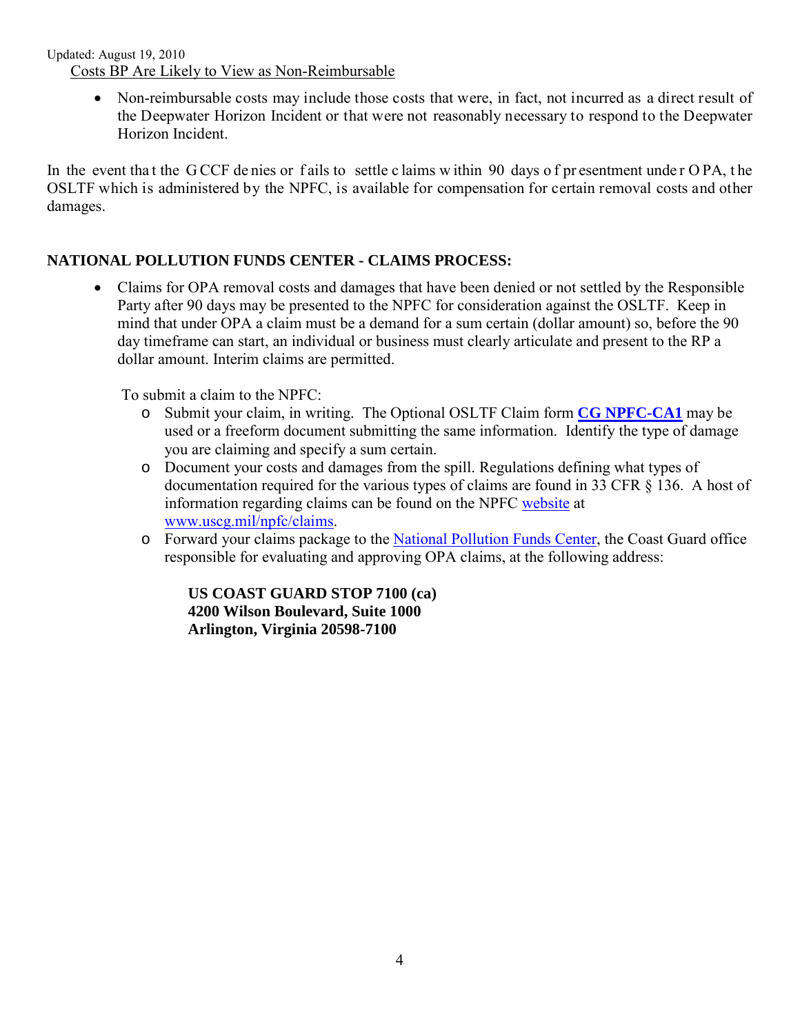Updated: August 19, 2010

Costs BP Are Likely to View as Non-Reimbursable

- Non-reimbursable costs may include those costs that were, in fact, not incurred as a direct result of the Deepwater Horizon Incident or that were not reasonably necessary to respond to the Deepwater Horizon Incident.

In the event that the GCCF denies or fails to settle claims within 90 days of presentment under OPA, the OSLTF which is administered by the NPFC, is available for compensation for certain removal costs and other damages.

## NATIONAL POLLUTION FUNDS CENTER - CLAIMS PROCESS:

- Claims for OPA removal costs and damages that have been denied or not settled by the Responsible Party after 90 days may be presented to the NPFC for consideration against the OSLTF. Keep in mind that under OPA a claim must be a demand for a sum certain (dollar amount) so, before the 90 day timeframe can start, an individual or business must clearly articulate and present to the RP a dollar amount. Interim claims are permitted.

  To submit a claim to the NPFC:
  - Submit your claim, in writing. The Optional OSLTF Claim form **CG NPFC-CA1** may be used or a freeform document submitting the same information. Identify the type of damage you are claiming and specify a sum certain.
  - Document your costs and damages from the spill. Regulations defining what types of documentation required for the various types of claims are found in 33 CFR § 136. A host of information regarding claims can be found on the NPFC website at www.uscg.mil/npfc/claims.
  - Forward your claims package to the National Pollution Funds Center, the Coast Guard office responsible for evaluating and approving OPA claims, at the following address:

    **US COAST GUARD STOP 7100 (ca)**
    **4200 Wilson Boulevard, Suite 1000**
    **Arlington, Virginia 20598-7100**